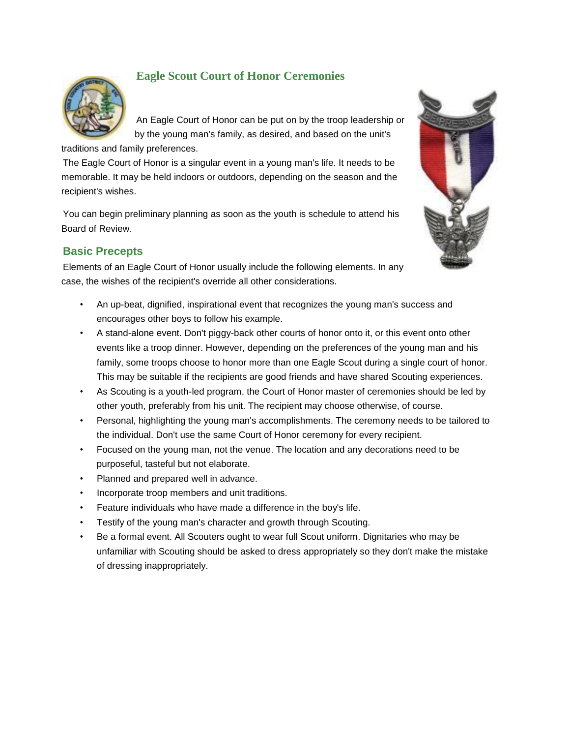# Eagle Scout Court of Honor Ceremonies

An Eagle Court of Honor can be put on by the troop leadership or by the young man's family, as desired, and based on the unit's traditions and family preferences.

The Eagle Court of Honor is a singular event in a young man's life. It needs to be memorable. It may be held indoors or outdoors, depending on the season and the recipient's wishes.

You can begin preliminary planning as soon as the youth is schedule to attend his Board of Review.

## Basic Precepts

Elements of an Eagle Court of Honor usually include the following elements. In any case, the wishes of the recipient's override all other considerations.

- An up-beat, dignified, inspirational event that recognizes the young man's success and encourages other boys to follow his example.
- A stand-alone event. Don't piggy-back other courts of honor onto it, or this event onto other events like a troop dinner. However, depending on the preferences of the young man and his family, some troops choose to honor more than one Eagle Scout during a single court of honor. This may be suitable if the recipients are good friends and have shared Scouting experiences.
- As Scouting is a youth-led program, the Court of Honor master of ceremonies should be led by other youth, preferably from his unit. The recipient may choose otherwise, of course.
- Personal, highlighting the young man's accomplishments. The ceremony needs to be tailored to the individual. Don't use the same Court of Honor ceremony for every recipient.
- Focused on the young man, not the venue. The location and any decorations need to be purposeful, tasteful but not elaborate.
- Planned and prepared well in advance.
- Incorporate troop members and unit traditions.
- Feature individuals who have made a difference in the boy's life.
- Testify of the young man's character and growth through Scouting.
- Be a formal event. All Scouters ought to wear full Scout uniform. Dignitaries who may be unfamiliar with Scouting should be asked to dress appropriately so they don't make the mistake of dressing inappropriately.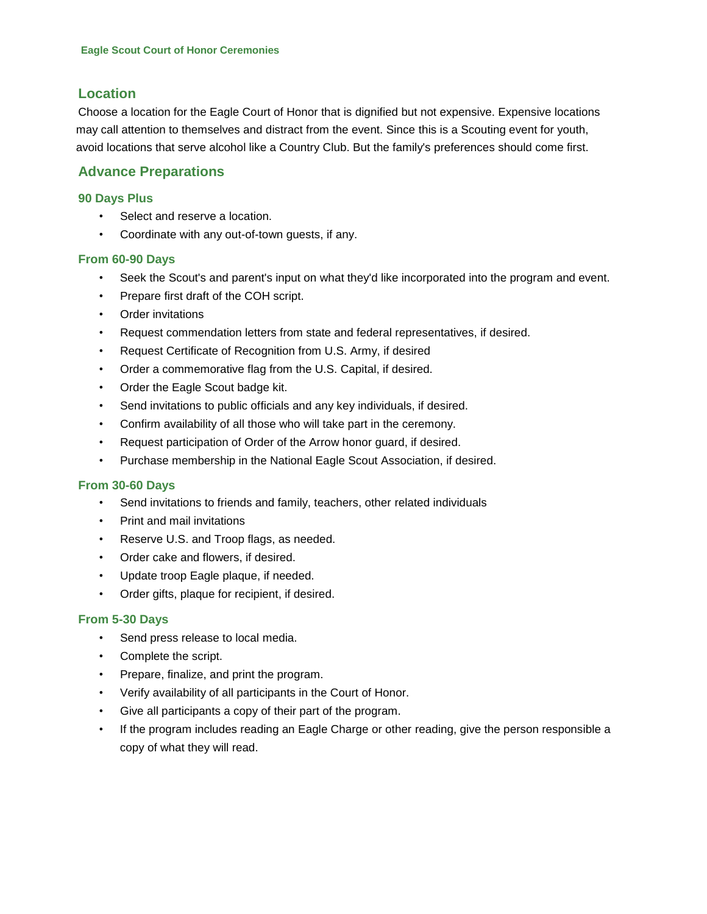## Location

Choose a location for the Eagle Court of Honor that is dignified but not expensive. Expensive locations may call attention to themselves and distract from the event. Since this is a Scouting event for youth, avoid locations that serve alcohol like a Country Club. But the family's preferences should come first.

## Advance Preparations

### 90 Days Plus

- Select and reserve a location.
- Coordinate with any out-of-town guests, if any.

### From 60-90 Days

- Seek the Scout's and parent's input on what they'd like incorporated into the program and event.
- Prepare first draft of the COH script.
- Order invitations
- Request commendation letters from state and federal representatives, if desired.
- Request Certificate of Recognition from U.S. Army, if desired
- Order a commemorative flag from the U.S. Capital, if desired.
- Order the Eagle Scout badge kit.
- Send invitations to public officials and any key individuals, if desired.
- Confirm availability of all those who will take part in the ceremony.
- Request participation of Order of the Arrow honor guard, if desired.
- Purchase membership in the National Eagle Scout Association, if desired.

### From 30-60 Days

- Send invitations to friends and family, teachers, other related individuals
- Print and mail invitations
- Reserve U.S. and Troop flags, as needed.
- Order cake and flowers, if desired.
- Update troop Eagle plaque, if needed.
- Order gifts, plaque for recipient, if desired.

### From 5-30 Days

- Send press release to local media.
- Complete the script.
- Prepare, finalize, and print the program.
- Verify availability of all participants in the Court of Honor.
- Give all participants a copy of their part of the program.
- If the program includes reading an Eagle Charge or other reading, give the person responsible a copy of what they will read.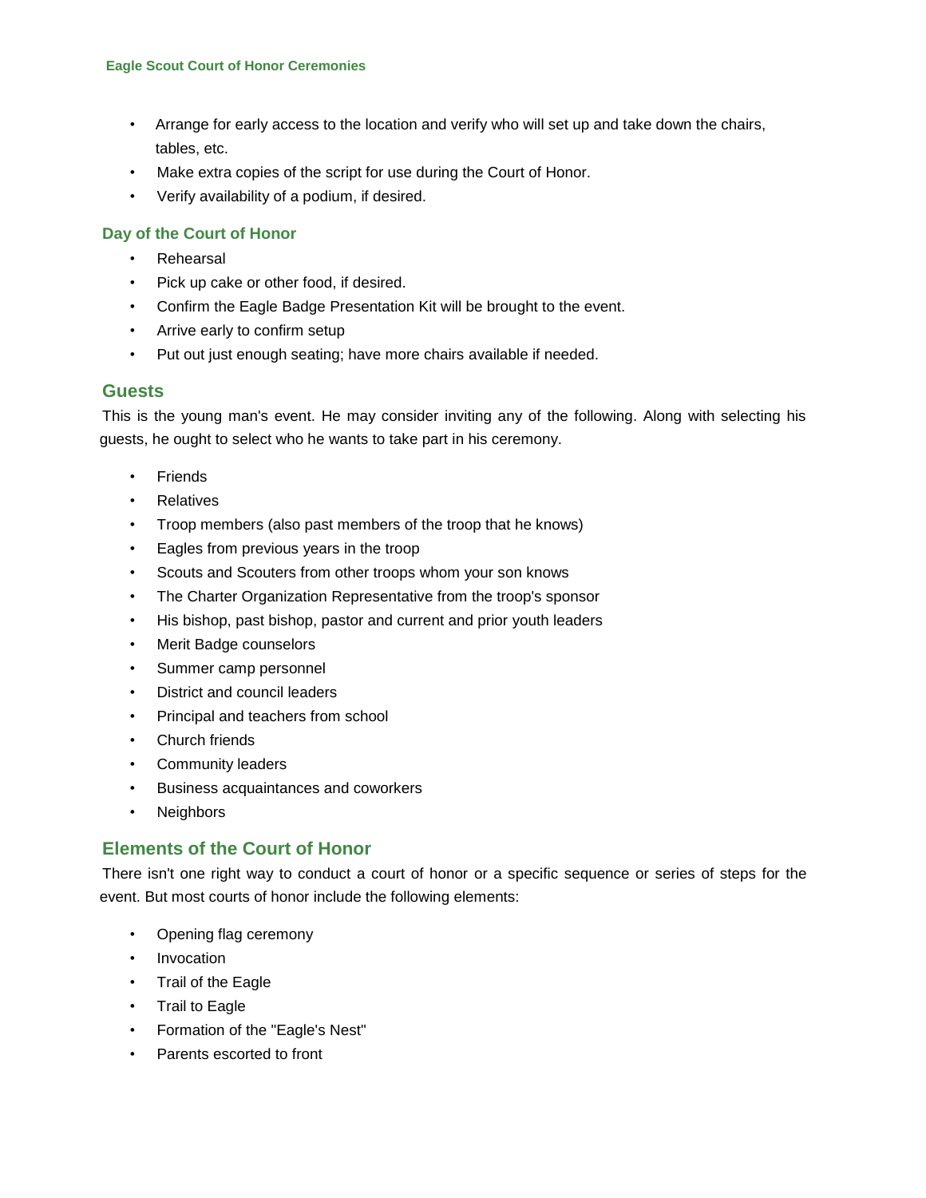- Arrange for early access to the location and verify who will set up and take down the chairs, tables, etc.
- Make extra copies of the script for use during the Court of Honor.
- Verify availability of a podium, if desired.

### Day of the Court of Honor

- Rehearsal
- Pick up cake or other food, if desired.
- Confirm the Eagle Badge Presentation Kit will be brought to the event.
- Arrive early to confirm setup
- Put out just enough seating; have more chairs available if needed.

## Guests

This is the young man's event. He may consider inviting any of the following. Along with selecting his guests, he ought to select who he wants to take part in his ceremony.

- Friends
- Relatives
- Troop members (also past members of the troop that he knows)
- Eagles from previous years in the troop
- Scouts and Scouters from other troops whom your son knows
- The Charter Organization Representative from the troop's sponsor
- His bishop, past bishop, pastor and current and prior youth leaders
- Merit Badge counselors
- Summer camp personnel
- District and council leaders
- Principal and teachers from school
- Church friends
- Community leaders
- Business acquaintances and coworkers
- Neighbors

## Elements of the Court of Honor

There isn't one right way to conduct a court of honor or a specific sequence or series of steps for the event. But most courts of honor include the following elements:

- Opening flag ceremony
- Invocation
- Trail of the Eagle
- Trail to Eagle
- Formation of the "Eagle's Nest"
- Parents escorted to front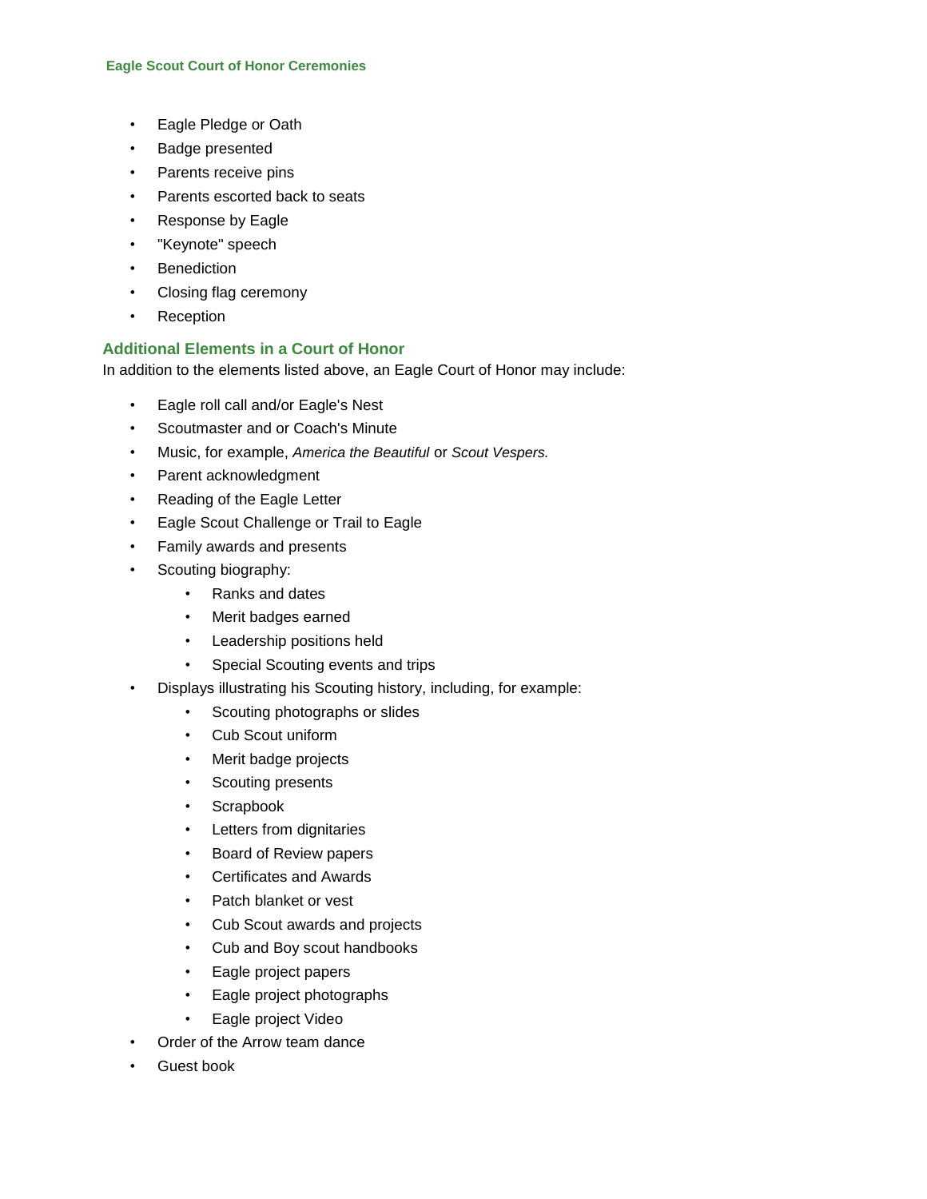- Eagle Pledge or Oath
- Badge presented
- Parents receive pins
- Parents escorted back to seats
- Response by Eagle
- "Keynote" speech
- Benediction
- Closing flag ceremony
- Reception

## Additional Elements in a Court of Honor

In addition to the elements listed above, an Eagle Court of Honor may include:

- Eagle roll call and/or Eagle's Nest
- Scoutmaster and or Coach's Minute
- Music, for example, *America the Beautiful* or *Scout Vespers.*
- Parent acknowledgment
- Reading of the Eagle Letter
- Eagle Scout Challenge or Trail to Eagle
- Family awards and presents
- Scouting biography:
  - Ranks and dates
  - Merit badges earned
  - Leadership positions held
  - Special Scouting events and trips
- Displays illustrating his Scouting history, including, for example:
  - Scouting photographs or slides
  - Cub Scout uniform
  - Merit badge projects
  - Scouting presents
  - Scrapbook
  - Letters from dignitaries
  - Board of Review papers
  - Certificates and Awards
  - Patch blanket or vest
  - Cub Scout awards and projects
  - Cub and Boy scout handbooks
  - Eagle project papers
  - Eagle project photographs
  - Eagle project Video
- Order of the Arrow team dance
- Guest book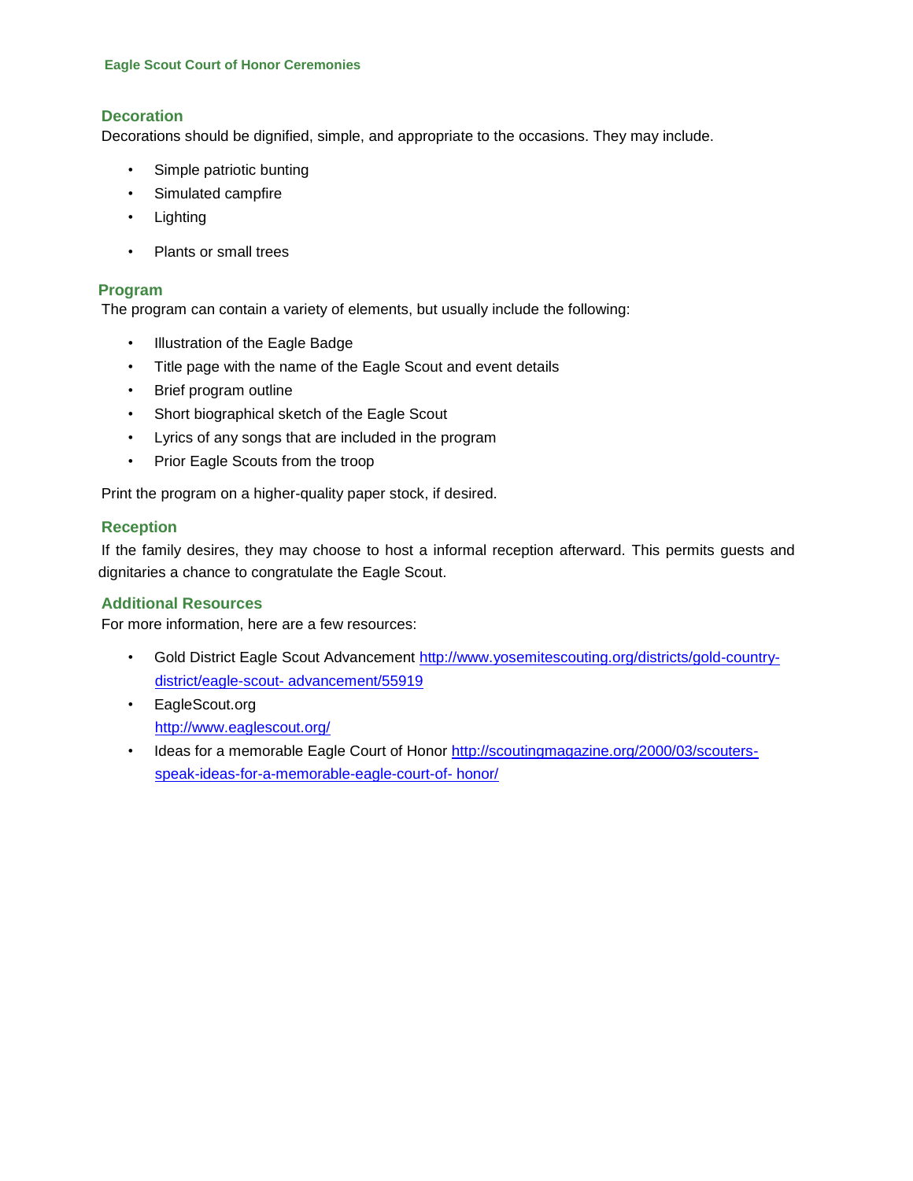## Decoration

Decorations should be dignified, simple, and appropriate to the occasions. They may include.

- Simple patriotic bunting
- Simulated campfire
- Lighting
- Plants or small trees

## Program

The program can contain a variety of elements, but usually include the following:

- Illustration of the Eagle Badge
- Title page with the name of the Eagle Scout and event details
- Brief program outline
- Short biographical sketch of the Eagle Scout
- Lyrics of any songs that are included in the program
- Prior Eagle Scouts from the troop

Print the program on a higher-quality paper stock, if desired.

## Reception

If the family desires, they may choose to host a informal reception afterward. This permits guests and dignitaries a chance to congratulate the Eagle Scout.

## Additional Resources

For more information, here are a few resources:

- Gold District Eagle Scout Advancement [http://www.yosemitescouting.org/districts/gold-country-district/eagle-scout- advancement/55919](http://www.yosemitescouting.org/districts/gold-country-district/eagle-scout-advancement/55919)
- EagleScout.org
  [http://www.eaglescout.org/](http://www.eaglescout.org/)
- Ideas for a memorable Eagle Court of Honor [http://scoutingmagazine.org/2000/03/scouters-speak-ideas-for-a-memorable-eagle-court-of- honor/](http://scoutingmagazine.org/2000/03/scouters-speak-ideas-for-a-memorable-eagle-court-of-honor/)